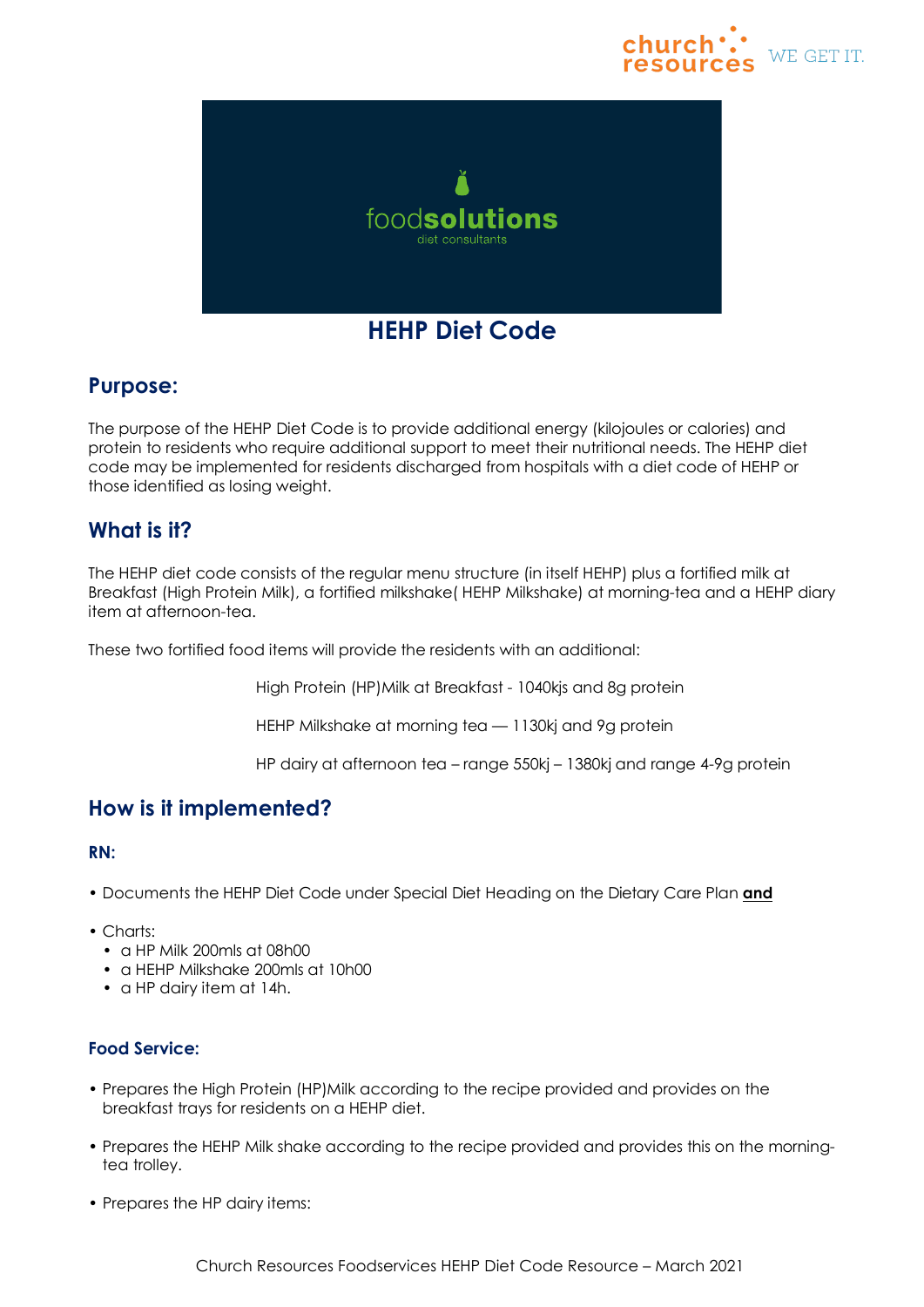# HEHP Diet Code

## Purpose:

The purpose of the HEHP Diet Code is to provide additional energy (kilojoules or calories) and protein to residents who require additional support to meet their nutritional needs. The HEHP diet code may be implemented for residents discharged from hospitals with a diet code of HEHP or those identified as losing weight.

## What is it?

The HEHP diet code consists of the regular menu structure (in itself HEHP) plus a fortified milk at Breakfast (High Protein Milk), a fortified milkshake( HEHP Milkshake) at morning-tea and a HEHP diary item at afternoon-tea.

These two fortified food items will provide the residents with an additional:

High Protein (HP)Milk at Breakfast - 1040kjs and 8g protein

HEHP Milkshake at morning tea — 1130kj and 9g protein

HP dairy at afternoon tea – range 550kj – 1380kj and range 4-9g protein

## How is it implemented?

### RN:

- Documents the HEHP Diet Code under Special Diet Heading on the Dietary Care Plan **and**
- Charts:
  - a HP Milk 200mls at 08h00
  - a HEHP Milkshake 200mls at 10h00
  - a HP dairy item at 14h.

### Food Service:

- Prepares the High Protein (HP)Milk according to the recipe provided and provides on the breakfast trays for residents on a HEHP diet.
- Prepares the HEHP Milk shake according to the recipe provided and provides this on the morning-tea trolley.
- Prepares the HP dairy items: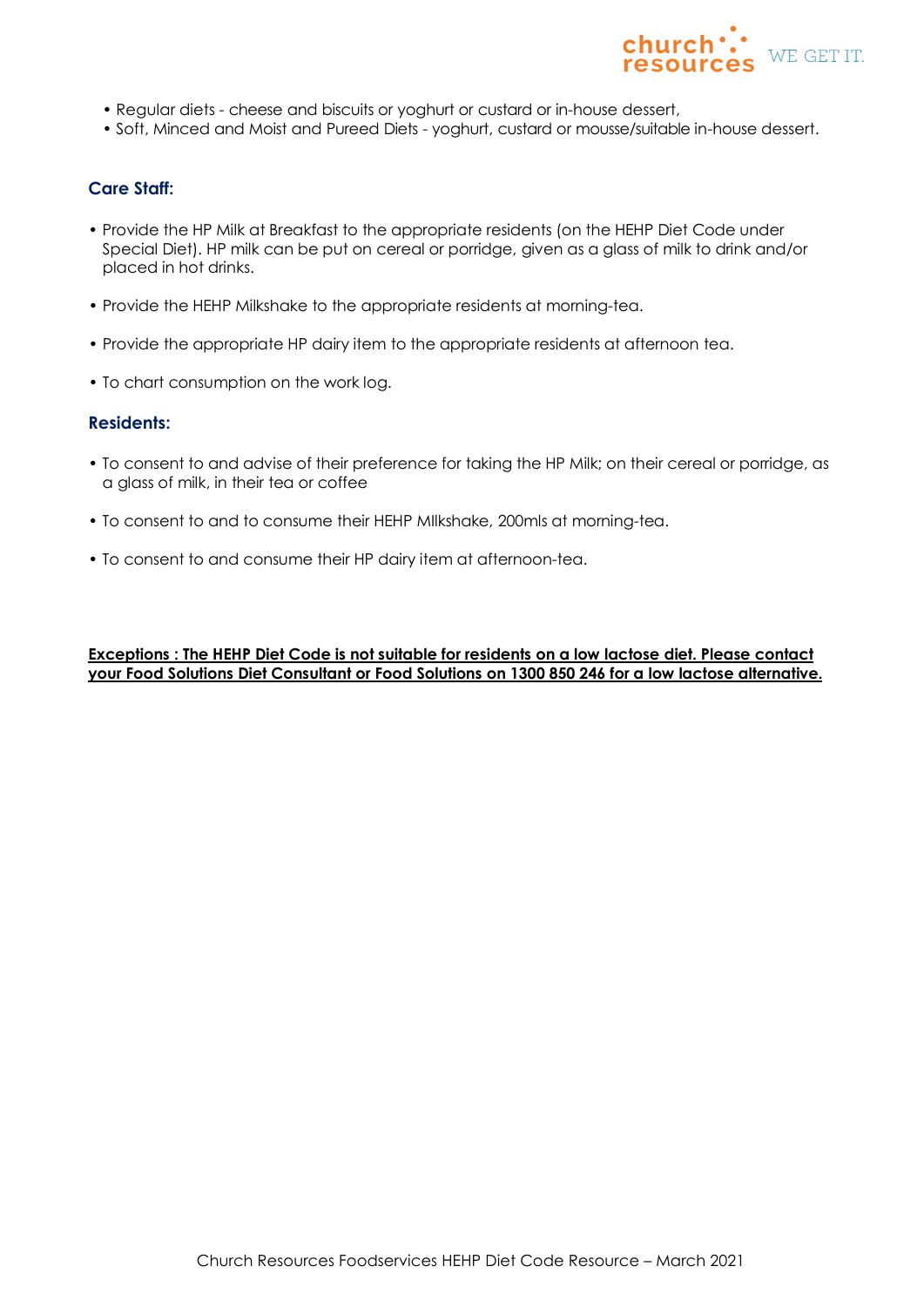- Regular diets - cheese and biscuits or yoghurt or custard or in-house dessert,
- Soft, Minced and Moist and Pureed Diets - yoghurt, custard or mousse/suitable in-house dessert.

### Care Staff:

- Provide the HP Milk at Breakfast to the appropriate residents (on the HEHP Diet Code under Special Diet). HP milk can be put on cereal or porridge, given as a glass of milk to drink and/or placed in hot drinks.
- Provide the HEHP Milkshake to the appropriate residents at morning-tea.
- Provide the appropriate HP dairy item to the appropriate residents at afternoon tea.
- To chart consumption on the work log.

### Residents:

- To consent to and advise of their preference for taking the HP Milk; on their cereal or porridge, as a glass of milk, in their tea or coffee
- To consent to and to consume their HEHP MIlkshake, 200mls at morning-tea.
- To consent to and consume their HP dairy item at afternoon-tea.

**Exceptions : The HEHP Diet Code is not suitable for residents on a low lactose diet. Please contact your Food Solutions Diet Consultant or Food Solutions on 1300 850 246 for a low lactose alternative.**